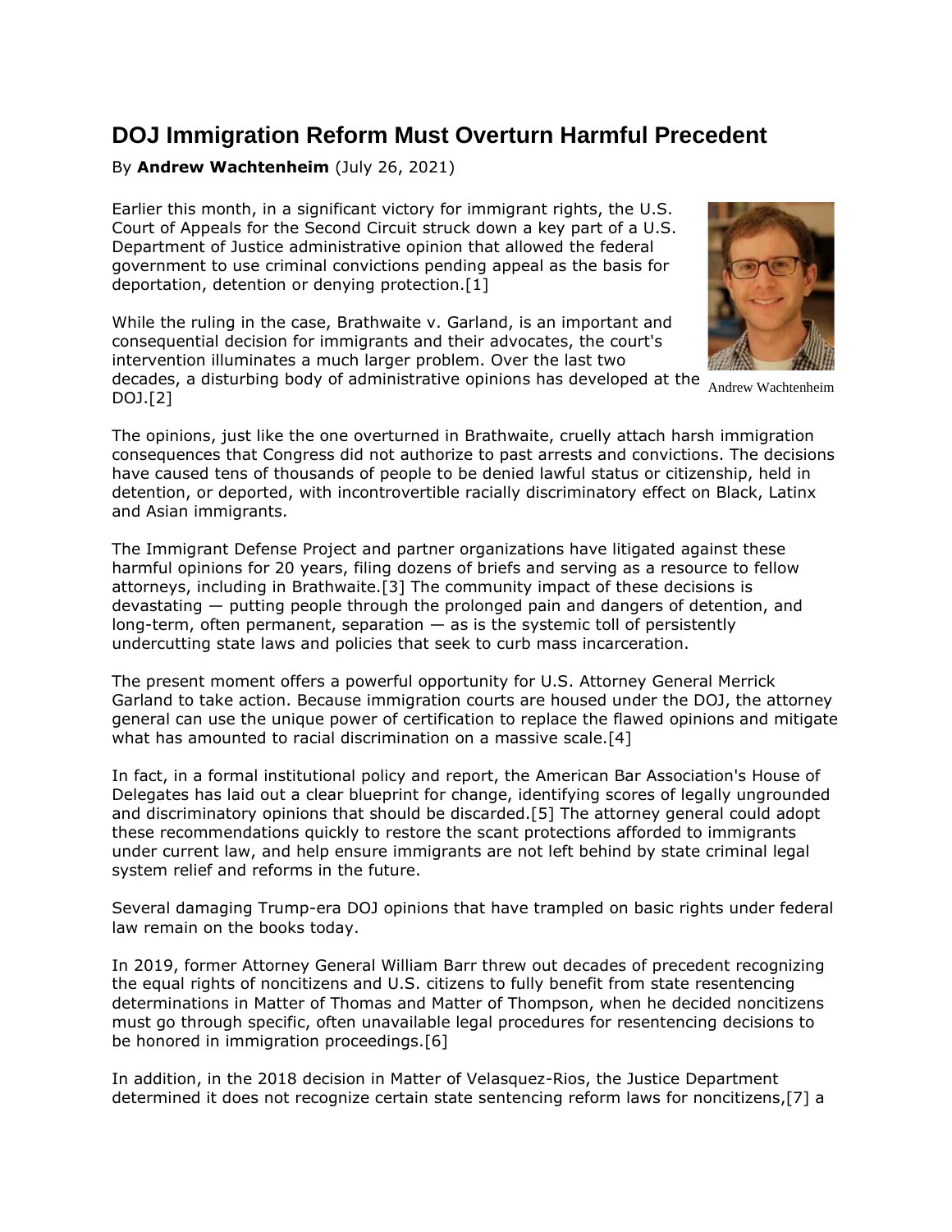# DOJ Immigration Reform Must Overturn Harmful Precedent

By **Andrew Wachtenheim** (July 26, 2021)

Andrew Wachtenheim

Earlier this month, in a significant victory for immigrant rights, the U.S. Court of Appeals for the Second Circuit struck down a key part of a U.S. Department of Justice administrative opinion that allowed the federal government to use criminal convictions pending appeal as the basis for deportation, detention or denying protection.[1]

While the ruling in the case, Brathwaite v. Garland, is an important and consequential decision for immigrants and their advocates, the court's intervention illuminates a much larger problem. Over the last two decades, a disturbing body of administrative opinions has developed at the DOJ.[2]

The opinions, just like the one overturned in Brathwaite, cruelly attach harsh immigration consequences that Congress did not authorize to past arrests and convictions. The decisions have caused tens of thousands of people to be denied lawful status or citizenship, held in detention, or deported, with incontrovertible racially discriminatory effect on Black, Latinx and Asian immigrants.

The Immigrant Defense Project and partner organizations have litigated against these harmful opinions for 20 years, filing dozens of briefs and serving as a resource to fellow attorneys, including in Brathwaite.[3] The community impact of these decisions is devastating — putting people through the prolonged pain and dangers of detention, and long-term, often permanent, separation — as is the systemic toll of persistently undercutting state laws and policies that seek to curb mass incarceration.

The present moment offers a powerful opportunity for U.S. Attorney General Merrick Garland to take action. Because immigration courts are housed under the DOJ, the attorney general can use the unique power of certification to replace the flawed opinions and mitigate what has amounted to racial discrimination on a massive scale.[4]

In fact, in a formal institutional policy and report, the American Bar Association's House of Delegates has laid out a clear blueprint for change, identifying scores of legally ungrounded and discriminatory opinions that should be discarded.[5] The attorney general could adopt these recommendations quickly to restore the scant protections afforded to immigrants under current law, and help ensure immigrants are not left behind by state criminal legal system relief and reforms in the future.

Several damaging Trump-era DOJ opinions that have trampled on basic rights under federal law remain on the books today.

In 2019, former Attorney General William Barr threw out decades of precedent recognizing the equal rights of noncitizens and U.S. citizens to fully benefit from state resentencing determinations in Matter of Thomas and Matter of Thompson, when he decided noncitizens must go through specific, often unavailable legal procedures for resentencing decisions to be honored in immigration proceedings.[6]

In addition, in the 2018 decision in Matter of Velasquez-Rios, the Justice Department determined it does not recognize certain state sentencing reform laws for noncitizens,[7] a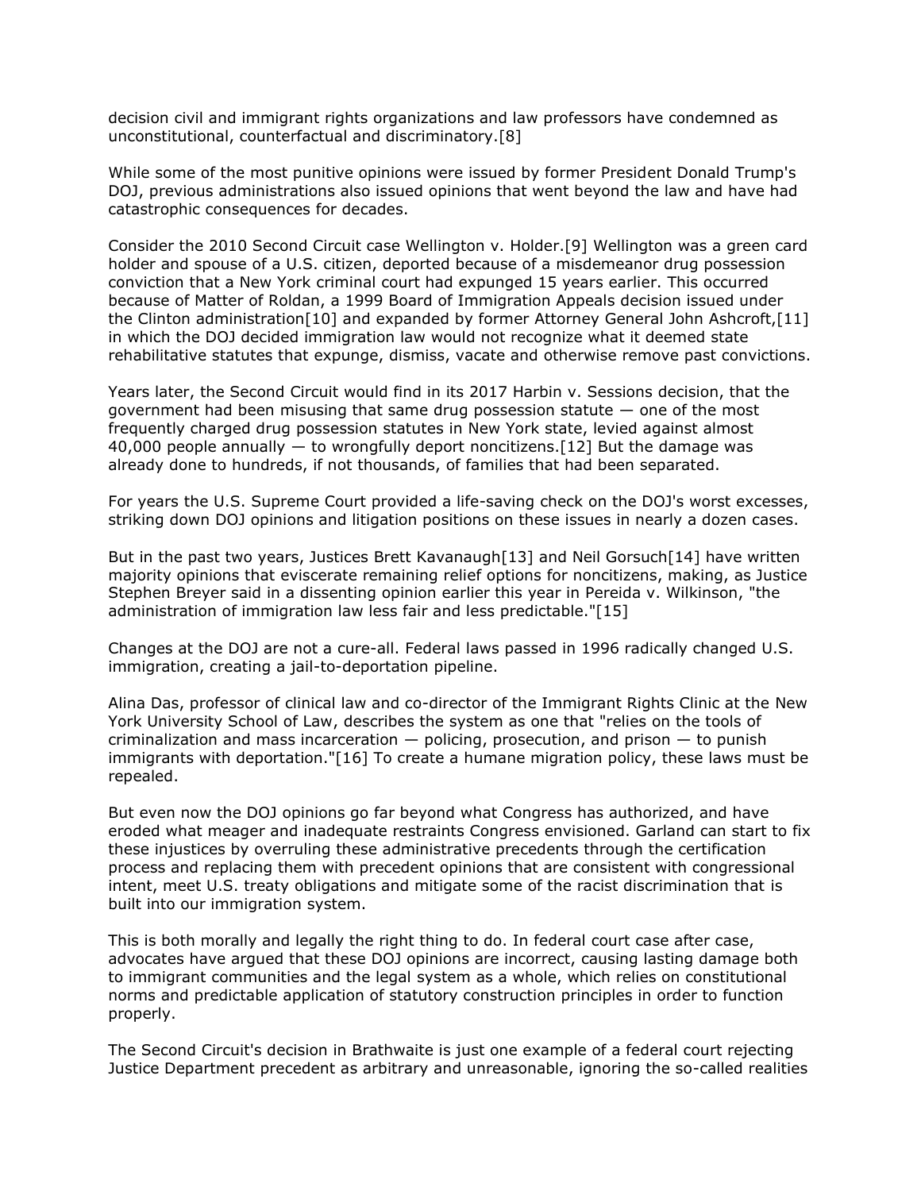decision civil and immigrant rights organizations and law professors have condemned as unconstitutional, counterfactual and discriminatory.[8]

While some of the most punitive opinions were issued by former President Donald Trump's DOJ, previous administrations also issued opinions that went beyond the law and have had catastrophic consequences for decades.

Consider the 2010 Second Circuit case Wellington v. Holder.[9] Wellington was a green card holder and spouse of a U.S. citizen, deported because of a misdemeanor drug possession conviction that a New York criminal court had expunged 15 years earlier. This occurred because of Matter of Roldan, a 1999 Board of Immigration Appeals decision issued under the Clinton administration[10] and expanded by former Attorney General John Ashcroft,[11] in which the DOJ decided immigration law would not recognize what it deemed state rehabilitative statutes that expunge, dismiss, vacate and otherwise remove past convictions.

Years later, the Second Circuit would find in its 2017 Harbin v. Sessions decision, that the government had been misusing that same drug possession statute — one of the most frequently charged drug possession statutes in New York state, levied against almost 40,000 people annually — to wrongfully deport noncitizens.[12] But the damage was already done to hundreds, if not thousands, of families that had been separated.

For years the U.S. Supreme Court provided a life-saving check on the DOJ's worst excesses, striking down DOJ opinions and litigation positions on these issues in nearly a dozen cases.

But in the past two years, Justices Brett Kavanaugh[13] and Neil Gorsuch[14] have written majority opinions that eviscerate remaining relief options for noncitizens, making, as Justice Stephen Breyer said in a dissenting opinion earlier this year in Pereida v. Wilkinson, "the administration of immigration law less fair and less predictable."[15]

Changes at the DOJ are not a cure-all. Federal laws passed in 1996 radically changed U.S. immigration, creating a jail-to-deportation pipeline.

Alina Das, professor of clinical law and co-director of the Immigrant Rights Clinic at the New York University School of Law, describes the system as one that "relies on the tools of criminalization and mass incarceration — policing, prosecution, and prison — to punish immigrants with deportation."[16] To create a humane migration policy, these laws must be repealed.

But even now the DOJ opinions go far beyond what Congress has authorized, and have eroded what meager and inadequate restraints Congress envisioned. Garland can start to fix these injustices by overruling these administrative precedents through the certification process and replacing them with precedent opinions that are consistent with congressional intent, meet U.S. treaty obligations and mitigate some of the racist discrimination that is built into our immigration system.

This is both morally and legally the right thing to do. In federal court case after case, advocates have argued that these DOJ opinions are incorrect, causing lasting damage both to immigrant communities and the legal system as a whole, which relies on constitutional norms and predictable application of statutory construction principles in order to function properly.

The Second Circuit's decision in Brathwaite is just one example of a federal court rejecting Justice Department precedent as arbitrary and unreasonable, ignoring the so-called realities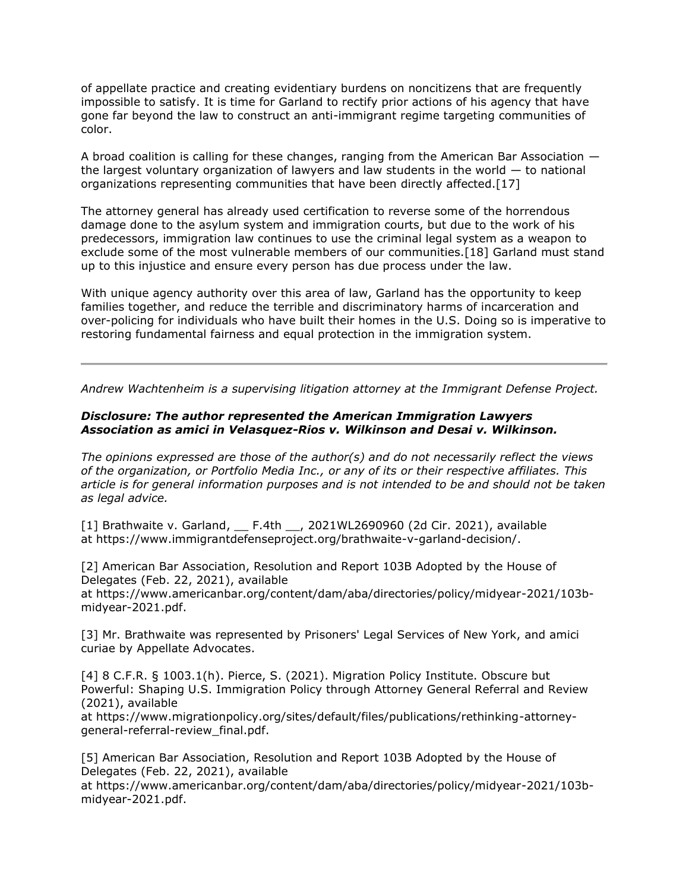of appellate practice and creating evidentiary burdens on noncitizens that are frequently impossible to satisfy. It is time for Garland to rectify prior actions of his agency that have gone far beyond the law to construct an anti-immigrant regime targeting communities of color.

A broad coalition is calling for these changes, ranging from the American Bar Association — the largest voluntary organization of lawyers and law students in the world — to national organizations representing communities that have been directly affected.[17]

The attorney general has already used certification to reverse some of the horrendous damage done to the asylum system and immigration courts, but due to the work of his predecessors, immigration law continues to use the criminal legal system as a weapon to exclude some of the most vulnerable members of our communities.[18] Garland must stand up to this injustice and ensure every person has due process under the law.

With unique agency authority over this area of law, Garland has the opportunity to keep families together, and reduce the terrible and discriminatory harms of incarceration and over-policing for individuals who have built their homes in the U.S. Doing so is imperative to restoring fundamental fairness and equal protection in the immigration system.

---

*Andrew Wachtenheim is a supervising litigation attorney at the Immigrant Defense Project.*

***Disclosure: The author represented the American Immigration Lawyers Association as amici in Velasquez-Rios v. Wilkinson and Desai v. Wilkinson.***

*The opinions expressed are those of the author(s) and do not necessarily reflect the views of the organization, or Portfolio Media Inc., or any of its or their respective affiliates. This article is for general information purposes and is not intended to be and should not be taken as legal advice.*

[1] Brathwaite v. Garland, __ F.4th __, 2021WL2690960 (2d Cir. 2021), available at https://www.immigrantdefenseproject.org/brathwaite-v-garland-decision/.

[2] American Bar Association, Resolution and Report 103B Adopted by the House of Delegates (Feb. 22, 2021), available at https://www.americanbar.org/content/dam/aba/directories/policy/midyear-2021/103b-midyear-2021.pdf.

[3] Mr. Brathwaite was represented by Prisoners' Legal Services of New York, and amici curiae by Appellate Advocates.

[4] 8 C.F.R. § 1003.1(h). Pierce, S. (2021). Migration Policy Institute. Obscure but Powerful: Shaping U.S. Immigration Policy through Attorney General Referral and Review (2021), available at https://www.migrationpolicy.org/sites/default/files/publications/rethinking-attorney-general-referral-review_final.pdf.

[5] American Bar Association, Resolution and Report 103B Adopted by the House of Delegates (Feb. 22, 2021), available at https://www.americanbar.org/content/dam/aba/directories/policy/midyear-2021/103b-midyear-2021.pdf.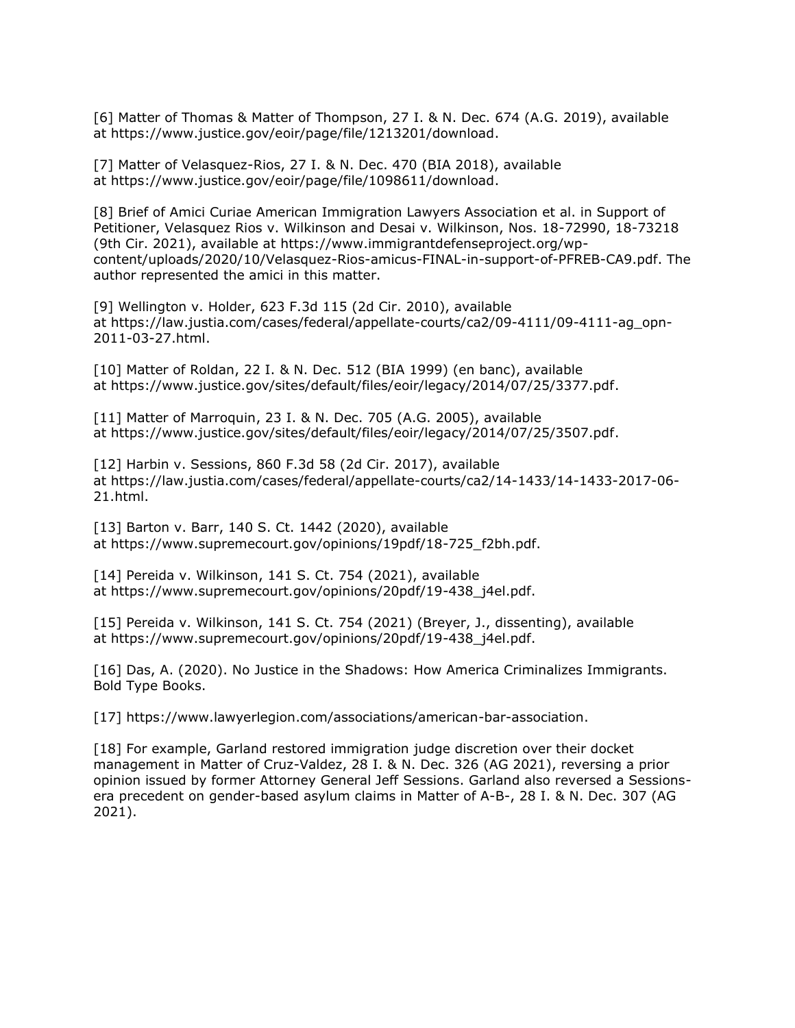[6] Matter of Thomas & Matter of Thompson, 27 I. & N. Dec. 674 (A.G. 2019), available at https://www.justice.gov/eoir/page/file/1213201/download.

[7] Matter of Velasquez-Rios, 27 I. & N. Dec. 470 (BIA 2018), available at https://www.justice.gov/eoir/page/file/1098611/download.

[8] Brief of Amici Curiae American Immigration Lawyers Association et al. in Support of Petitioner, Velasquez Rios v. Wilkinson and Desai v. Wilkinson, Nos. 18-72990, 18-73218 (9th Cir. 2021), available at https://www.immigrantdefenseproject.org/wp-content/uploads/2020/10/Velasquez-Rios-amicus-FINAL-in-support-of-PFREB-CA9.pdf. The author represented the amici in this matter.

[9] Wellington v. Holder, 623 F.3d 115 (2d Cir. 2010), available at https://law.justia.com/cases/federal/appellate-courts/ca2/09-4111/09-4111-ag_opn-2011-03-27.html.

[10] Matter of Roldan, 22 I. & N. Dec. 512 (BIA 1999) (en banc), available at https://www.justice.gov/sites/default/files/eoir/legacy/2014/07/25/3377.pdf.

[11] Matter of Marroquin, 23 I. & N. Dec. 705 (A.G. 2005), available at https://www.justice.gov/sites/default/files/eoir/legacy/2014/07/25/3507.pdf.

[12] Harbin v. Sessions, 860 F.3d 58 (2d Cir. 2017), available at https://law.justia.com/cases/federal/appellate-courts/ca2/14-1433/14-1433-2017-06-21.html.

[13] Barton v. Barr, 140 S. Ct. 1442 (2020), available at https://www.supremecourt.gov/opinions/19pdf/18-725_f2bh.pdf.

[14] Pereida v. Wilkinson, 141 S. Ct. 754 (2021), available at https://www.supremecourt.gov/opinions/20pdf/19-438_j4el.pdf.

[15] Pereida v. Wilkinson, 141 S. Ct. 754 (2021) (Breyer, J., dissenting), available at https://www.supremecourt.gov/opinions/20pdf/19-438_j4el.pdf.

[16] Das, A. (2020). No Justice in the Shadows: How America Criminalizes Immigrants. Bold Type Books.

[17] https://www.lawyerlegion.com/associations/american-bar-association.

[18] For example, Garland restored immigration judge discretion over their docket management in Matter of Cruz-Valdez, 28 I. & N. Dec. 326 (AG 2021), reversing a prior opinion issued by former Attorney General Jeff Sessions. Garland also reversed a Sessions-era precedent on gender-based asylum claims in Matter of A-B-, 28 I. & N. Dec. 307 (AG 2021).